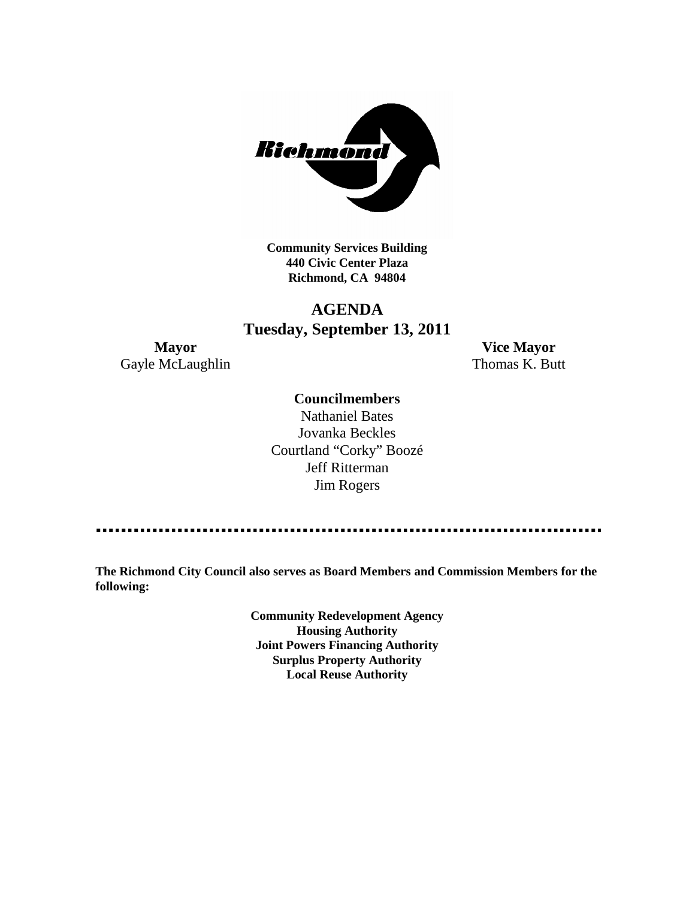**Community Services Building**
**440 Civic Center Plaza**
**Richmond, CA 94804**

# AGENDA
## Tuesday, September 13, 2011

**Mayor**
Gayle McLaughlin

**Vice Mayor**
Thomas K. Butt

**Councilmembers**

Nathaniel Bates
Jovanka Beckles
Courtland "Corky" Boozé
Jeff Ritterman
Jim Rogers

---

**The Richmond City Council also serves as Board Members and Commission Members for the following:**

**Community Redevelopment Agency**
**Housing Authority**
**Joint Powers Financing Authority**
**Surplus Property Authority**
**Local Reuse Authority**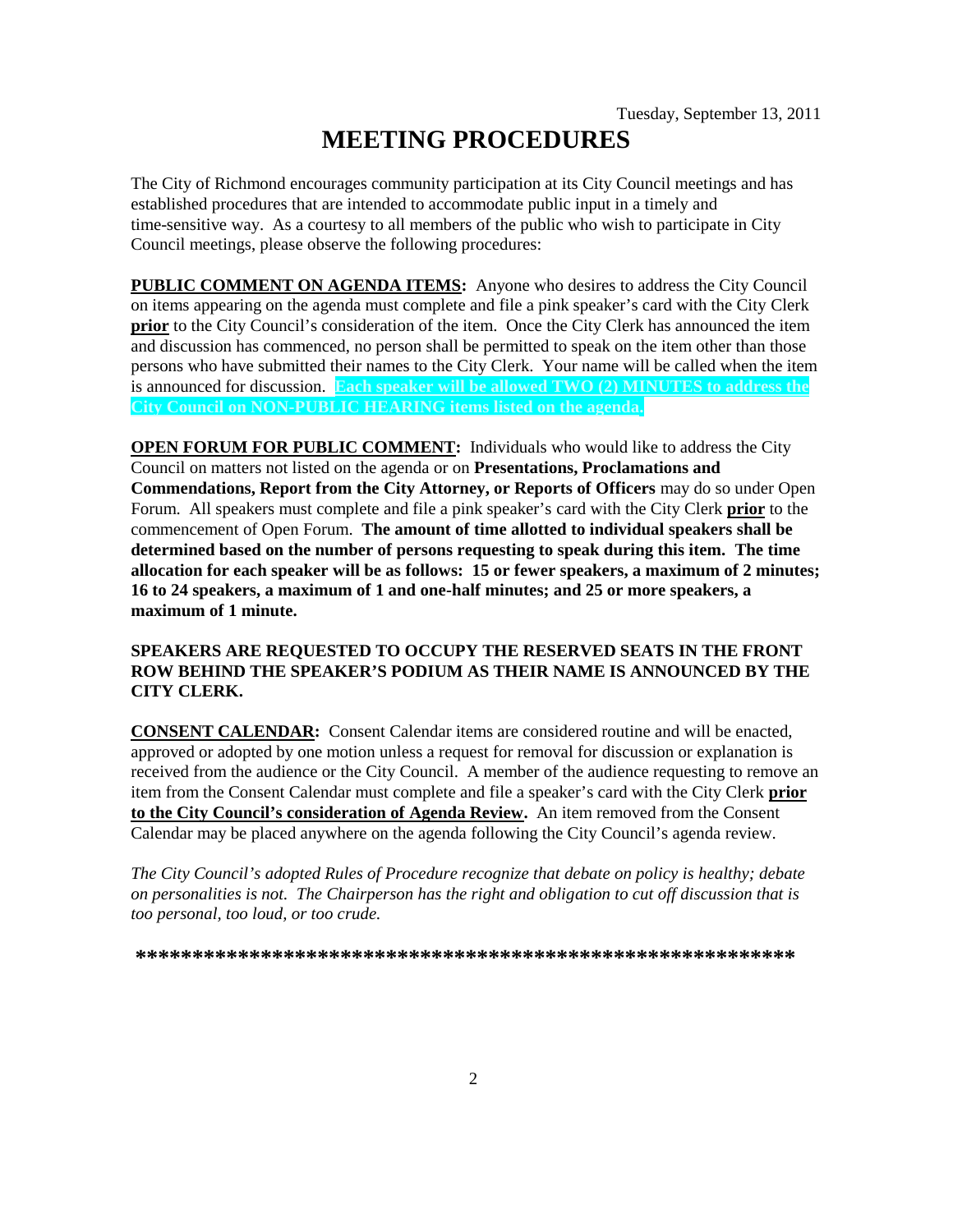Tuesday, September 13, 2011

# MEETING PROCEDURES

The City of Richmond encourages community participation at its City Council meetings and has established procedures that are intended to accommodate public input in a timely and time-sensitive way. As a courtesy to all members of the public who wish to participate in City Council meetings, please observe the following procedures:

**PUBLIC COMMENT ON AGENDA ITEMS:** Anyone who desires to address the City Council on items appearing on the agenda must complete and file a pink speaker's card with the City Clerk **prior** to the City Council's consideration of the item. Once the City Clerk has announced the item and discussion has commenced, no person shall be permitted to speak on the item other than those persons who have submitted their names to the City Clerk. Your name will be called when the item is announced for discussion. **Each speaker will be allowed TWO (2) MINUTES to address the City Council on NON-PUBLIC HEARING items listed on the agenda.**

**OPEN FORUM FOR PUBLIC COMMENT:** Individuals who would like to address the City Council on matters not listed on the agenda or on **Presentations, Proclamations and Commendations, Report from the City Attorney, or Reports of Officers** may do so under Open Forum. All speakers must complete and file a pink speaker's card with the City Clerk **prior** to the commencement of Open Forum. **The amount of time allotted to individual speakers shall be determined based on the number of persons requesting to speak during this item. The time allocation for each speaker will be as follows: 15 or fewer speakers, a maximum of 2 minutes; 16 to 24 speakers, a maximum of 1 and one-half minutes; and 25 or more speakers, a maximum of 1 minute.**

**SPEAKERS ARE REQUESTED TO OCCUPY THE RESERVED SEATS IN THE FRONT ROW BEHIND THE SPEAKER'S PODIUM AS THEIR NAME IS ANNOUNCED BY THE CITY CLERK.**

**CONSENT CALENDAR:** Consent Calendar items are considered routine and will be enacted, approved or adopted by one motion unless a request for removal for discussion or explanation is received from the audience or the City Council. A member of the audience requesting to remove an item from the Consent Calendar must complete and file a speaker's card with the City Clerk **prior to the City Council's consideration of Agenda Review.** An item removed from the Consent Calendar may be placed anywhere on the agenda following the City Council's agenda review.

*The City Council's adopted Rules of Procedure recognize that debate on policy is healthy; debate on personalities is not. The Chairperson has the right and obligation to cut off discussion that is too personal, too loud, or too crude.*

**************************************************************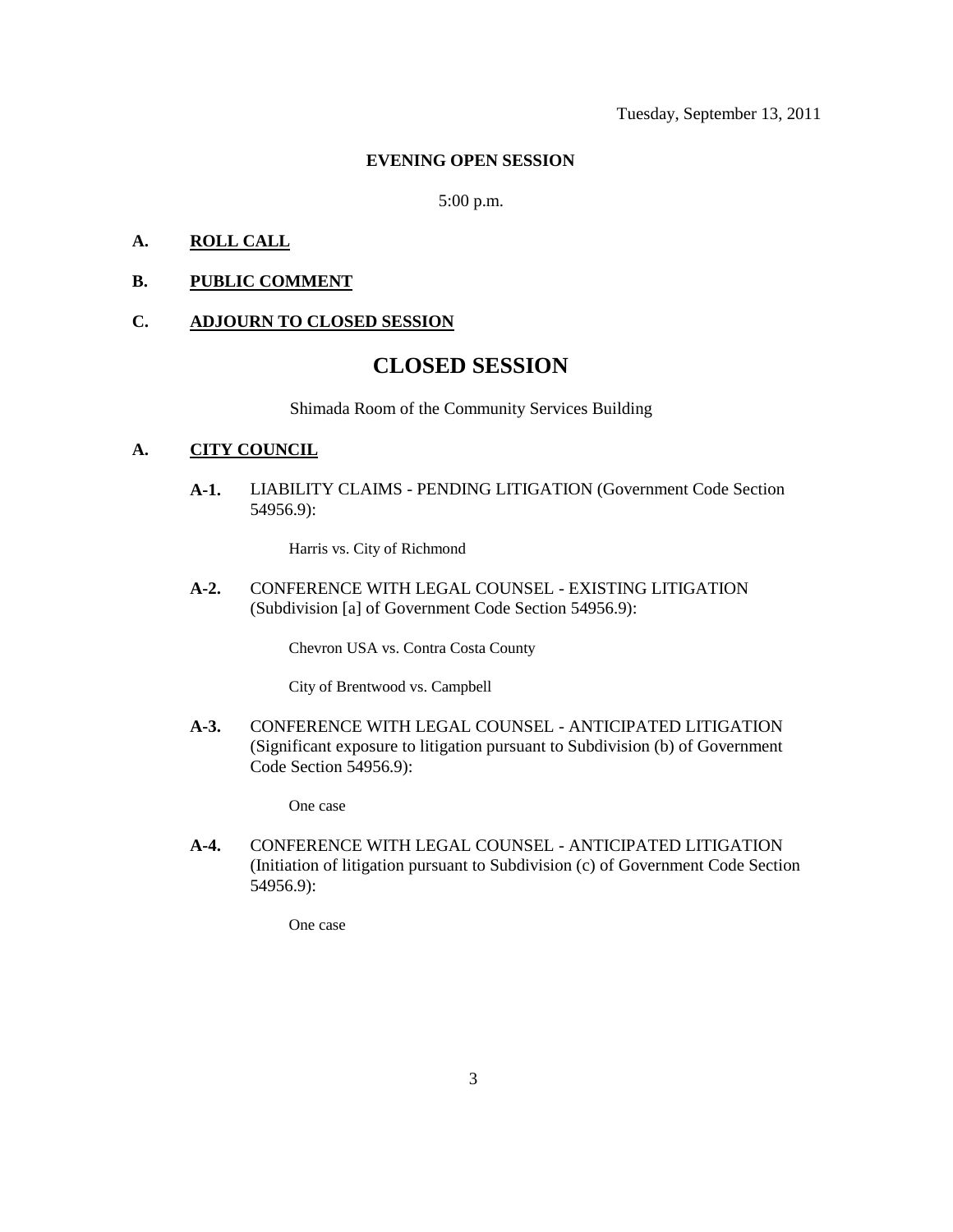Tuesday, September 13, 2011

**EVENING OPEN SESSION**

5:00 p.m.

**A. ROLL CALL**

**B. PUBLIC COMMENT**

**C. ADJOURN TO CLOSED SESSION**

# CLOSED SESSION

Shimada Room of the Community Services Building

**A. CITY COUNCIL**

**A-1.** LIABILITY CLAIMS - PENDING LITIGATION (Government Code Section 54956.9):

Harris vs. City of Richmond

**A-2.** CONFERENCE WITH LEGAL COUNSEL - EXISTING LITIGATION (Subdivision [a] of Government Code Section 54956.9):

Chevron USA vs. Contra Costa County

City of Brentwood vs. Campbell

**A-3.** CONFERENCE WITH LEGAL COUNSEL - ANTICIPATED LITIGATION (Significant exposure to litigation pursuant to Subdivision (b) of Government Code Section 54956.9):

One case

**A-4.** CONFERENCE WITH LEGAL COUNSEL - ANTICIPATED LITIGATION (Initiation of litigation pursuant to Subdivision (c) of Government Code Section 54956.9):

One case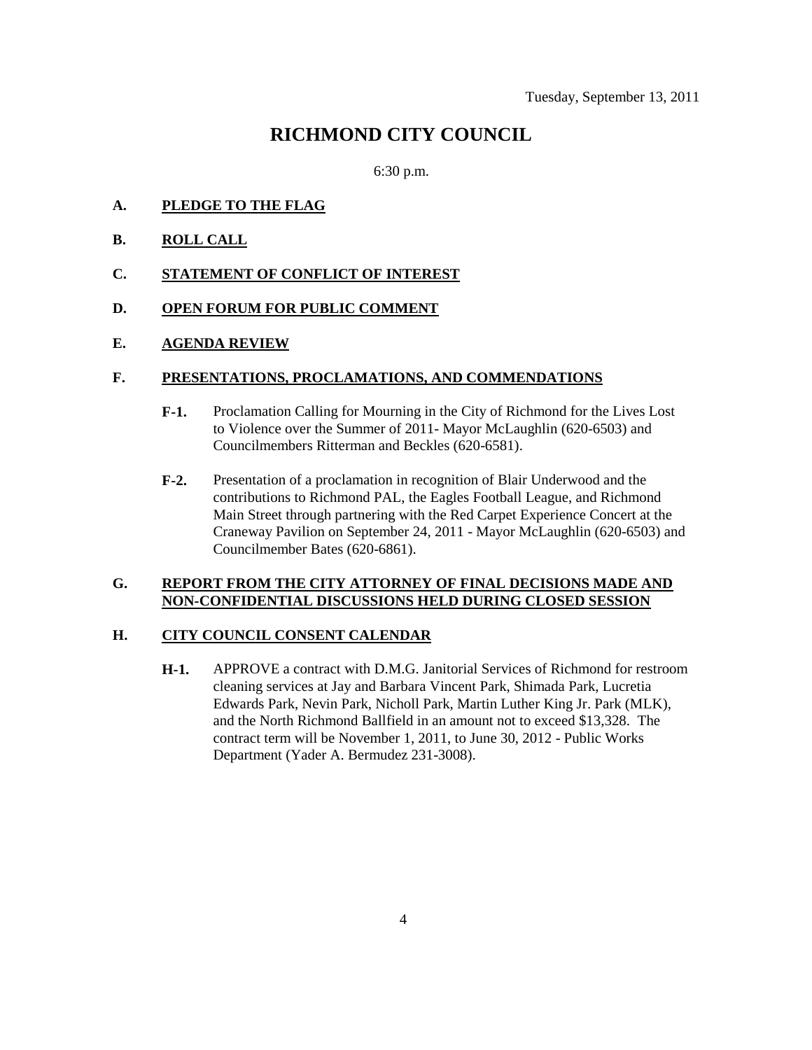Tuesday, September 13, 2011

# RICHMOND CITY COUNCIL

6:30 p.m.

**A. PLEDGE TO THE FLAG**

**B. ROLL CALL**

**C. STATEMENT OF CONFLICT OF INTEREST**

**D. OPEN FORUM FOR PUBLIC COMMENT**

**E. AGENDA REVIEW**

**F. PRESENTATIONS, PROCLAMATIONS, AND COMMENDATIONS**

**F-1.** Proclamation Calling for Mourning in the City of Richmond for the Lives Lost to Violence over the Summer of 2011- Mayor McLaughlin (620-6503) and Councilmembers Ritterman and Beckles (620-6581).

**F-2.** Presentation of a proclamation in recognition of Blair Underwood and the contributions to Richmond PAL, the Eagles Football League, and Richmond Main Street through partnering with the Red Carpet Experience Concert at the Craneway Pavilion on September 24, 2011 - Mayor McLaughlin (620-6503) and Councilmember Bates (620-6861).

**G. REPORT FROM THE CITY ATTORNEY OF FINAL DECISIONS MADE AND NON-CONFIDENTIAL DISCUSSIONS HELD DURING CLOSED SESSION**

**H. CITY COUNCIL CONSENT CALENDAR**

**H-1.** APPROVE a contract with D.M.G. Janitorial Services of Richmond for restroom cleaning services at Jay and Barbara Vincent Park, Shimada Park, Lucretia Edwards Park, Nevin Park, Nicholl Park, Martin Luther King Jr. Park (MLK), and the North Richmond Ballfield in an amount not to exceed $13,328. The contract term will be November 1, 2011, to June 30, 2012 - Public Works Department (Yader A. Bermudez 231-3008).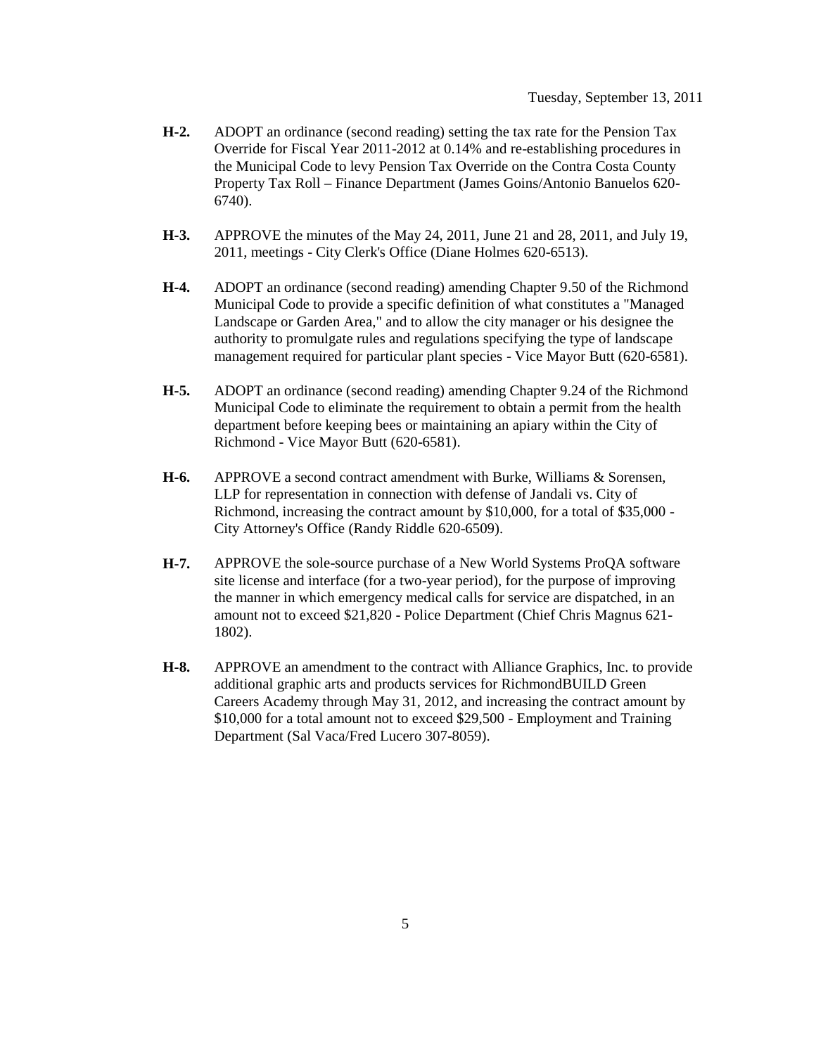**H-2.** ADOPT an ordinance (second reading) setting the tax rate for the Pension Tax Override for Fiscal Year 2011-2012 at 0.14% and re-establishing procedures in the Municipal Code to levy Pension Tax Override on the Contra Costa County Property Tax Roll – Finance Department (James Goins/Antonio Banuelos 620-6740).

**H-3.** APPROVE the minutes of the May 24, 2011, June 21 and 28, 2011, and July 19, 2011, meetings - City Clerk's Office (Diane Holmes 620-6513).

**H-4.** ADOPT an ordinance (second reading) amending Chapter 9.50 of the Richmond Municipal Code to provide a specific definition of what constitutes a "Managed Landscape or Garden Area," and to allow the city manager or his designee the authority to promulgate rules and regulations specifying the type of landscape management required for particular plant species - Vice Mayor Butt (620-6581).

**H-5.** ADOPT an ordinance (second reading) amending Chapter 9.24 of the Richmond Municipal Code to eliminate the requirement to obtain a permit from the health department before keeping bees or maintaining an apiary within the City of Richmond - Vice Mayor Butt (620-6581).

**H-6.** APPROVE a second contract amendment with Burke, Williams & Sorensen, LLP for representation in connection with defense of Jandali vs. City of Richmond, increasing the contract amount by $10,000, for a total of $35,000 - City Attorney's Office (Randy Riddle 620-6509).

**H-7.** APPROVE the sole-source purchase of a New World Systems ProQA software site license and interface (for a two-year period), for the purpose of improving the manner in which emergency medical calls for service are dispatched, in an amount not to exceed $21,820 - Police Department (Chief Chris Magnus 621-1802).

**H-8.** APPROVE an amendment to the contract with Alliance Graphics, Inc. to provide additional graphic arts and products services for RichmondBUILD Green Careers Academy through May 31, 2012, and increasing the contract amount by $10,000 for a total amount not to exceed $29,500 - Employment and Training Department (Sal Vaca/Fred Lucero 307-8059).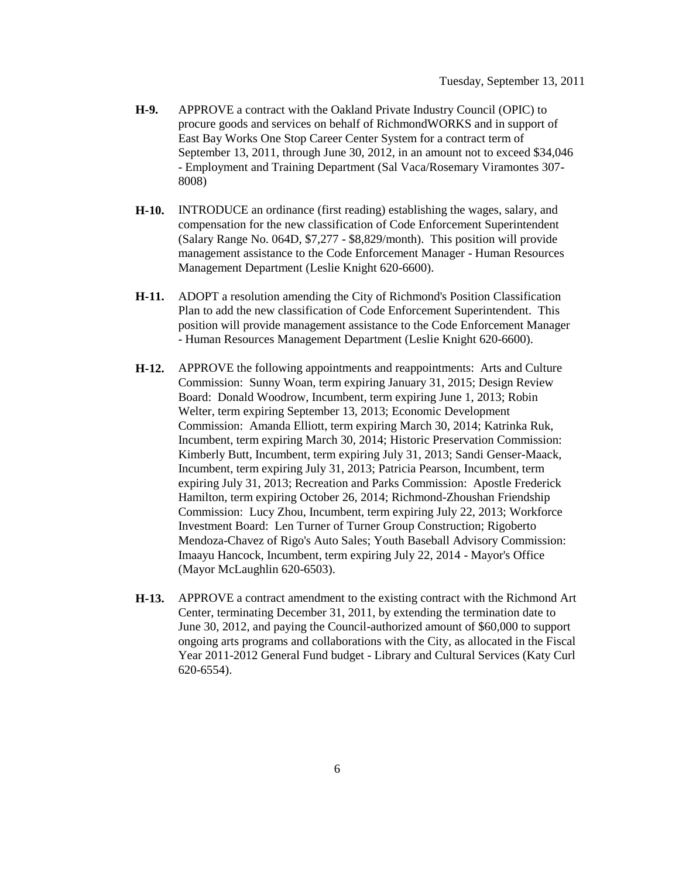**H-9.** APPROVE a contract with the Oakland Private Industry Council (OPIC) to procure goods and services on behalf of RichmondWORKS and in support of East Bay Works One Stop Career Center System for a contract term of September 13, 2011, through June 30, 2012, in an amount not to exceed $34,046 - Employment and Training Department (Sal Vaca/Rosemary Viramontes 307-8008)

**H-10.** INTRODUCE an ordinance (first reading) establishing the wages, salary, and compensation for the new classification of Code Enforcement Superintendent (Salary Range No. 064D, $7,277 - $8,829/month). This position will provide management assistance to the Code Enforcement Manager - Human Resources Management Department (Leslie Knight 620-6600).

**H-11.** ADOPT a resolution amending the City of Richmond's Position Classification Plan to add the new classification of Code Enforcement Superintendent. This position will provide management assistance to the Code Enforcement Manager - Human Resources Management Department (Leslie Knight 620-6600).

**H-12.** APPROVE the following appointments and reappointments: Arts and Culture Commission: Sunny Woan, term expiring January 31, 2015; Design Review Board: Donald Woodrow, Incumbent, term expiring June 1, 2013; Robin Welter, term expiring September 13, 2013; Economic Development Commission: Amanda Elliott, term expiring March 30, 2014; Katrinka Ruk, Incumbent, term expiring March 30, 2014; Historic Preservation Commission: Kimberly Butt, Incumbent, term expiring July 31, 2013; Sandi Genser-Maack, Incumbent, term expiring July 31, 2013; Patricia Pearson, Incumbent, term expiring July 31, 2013; Recreation and Parks Commission: Apostle Frederick Hamilton, term expiring October 26, 2014; Richmond-Zhoushan Friendship Commission: Lucy Zhou, Incumbent, term expiring July 22, 2013; Workforce Investment Board: Len Turner of Turner Group Construction; Rigoberto Mendoza-Chavez of Rigo's Auto Sales; Youth Baseball Advisory Commission: Imaayu Hancock, Incumbent, term expiring July 22, 2014 - Mayor's Office (Mayor McLaughlin 620-6503).

**H-13.** APPROVE a contract amendment to the existing contract with the Richmond Art Center, terminating December 31, 2011, by extending the termination date to June 30, 2012, and paying the Council-authorized amount of $60,000 to support ongoing arts programs and collaborations with the City, as allocated in the Fiscal Year 2011-2012 General Fund budget - Library and Cultural Services (Katy Curl 620-6554).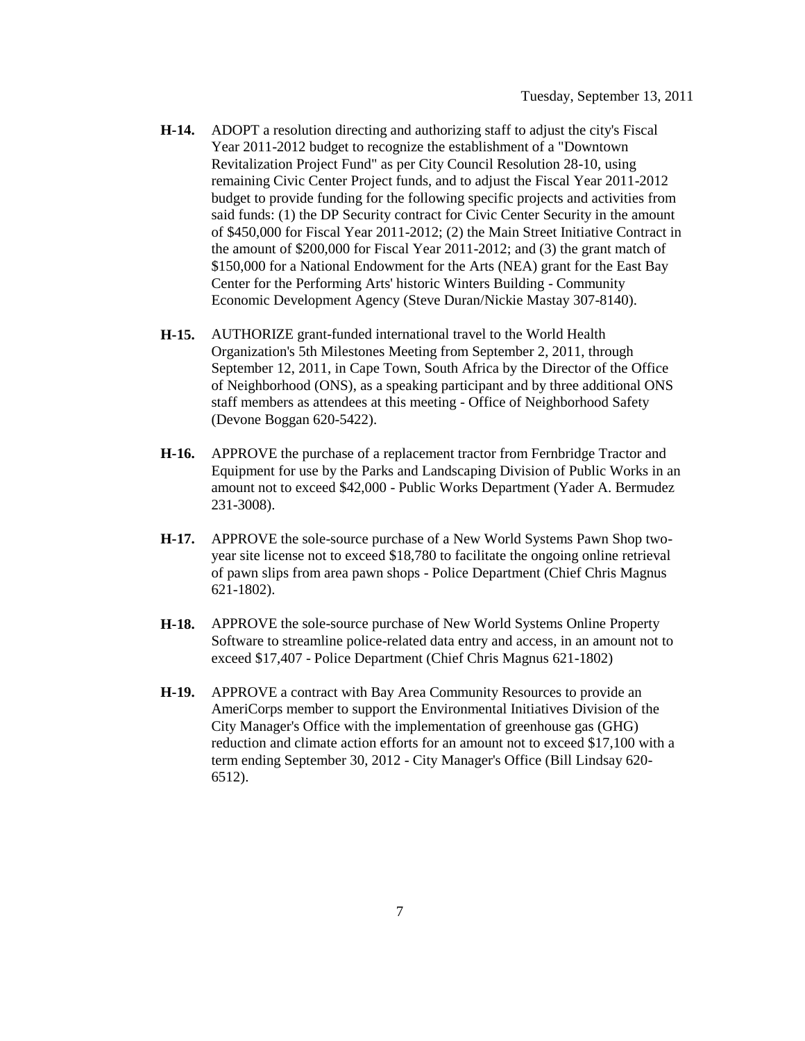**H-14.** ADOPT a resolution directing and authorizing staff to adjust the city's Fiscal Year 2011-2012 budget to recognize the establishment of a "Downtown Revitalization Project Fund" as per City Council Resolution 28-10, using remaining Civic Center Project funds, and to adjust the Fiscal Year 2011-2012 budget to provide funding for the following specific projects and activities from said funds: (1) the DP Security contract for Civic Center Security in the amount of $450,000 for Fiscal Year 2011-2012; (2) the Main Street Initiative Contract in the amount of $200,000 for Fiscal Year 2011-2012; and (3) the grant match of $150,000 for a National Endowment for the Arts (NEA) grant for the East Bay Center for the Performing Arts' historic Winters Building - Community Economic Development Agency (Steve Duran/Nickie Mastay 307-8140).

**H-15.** AUTHORIZE grant-funded international travel to the World Health Organization's 5th Milestones Meeting from September 2, 2011, through September 12, 2011, in Cape Town, South Africa by the Director of the Office of Neighborhood (ONS), as a speaking participant and by three additional ONS staff members as attendees at this meeting - Office of Neighborhood Safety (Devone Boggan 620-5422).

**H-16.** APPROVE the purchase of a replacement tractor from Fernbridge Tractor and Equipment for use by the Parks and Landscaping Division of Public Works in an amount not to exceed $42,000 - Public Works Department (Yader A. Bermudez 231-3008).

**H-17.** APPROVE the sole-source purchase of a New World Systems Pawn Shop two-year site license not to exceed $18,780 to facilitate the ongoing online retrieval of pawn slips from area pawn shops - Police Department (Chief Chris Magnus 621-1802).

**H-18.** APPROVE the sole-source purchase of New World Systems Online Property Software to streamline police-related data entry and access, in an amount not to exceed $17,407 - Police Department (Chief Chris Magnus 621-1802)

**H-19.** APPROVE a contract with Bay Area Community Resources to provide an AmeriCorps member to support the Environmental Initiatives Division of the City Manager's Office with the implementation of greenhouse gas (GHG) reduction and climate action efforts for an amount not to exceed $17,100 with a term ending September 30, 2012 - City Manager's Office (Bill Lindsay 620-6512).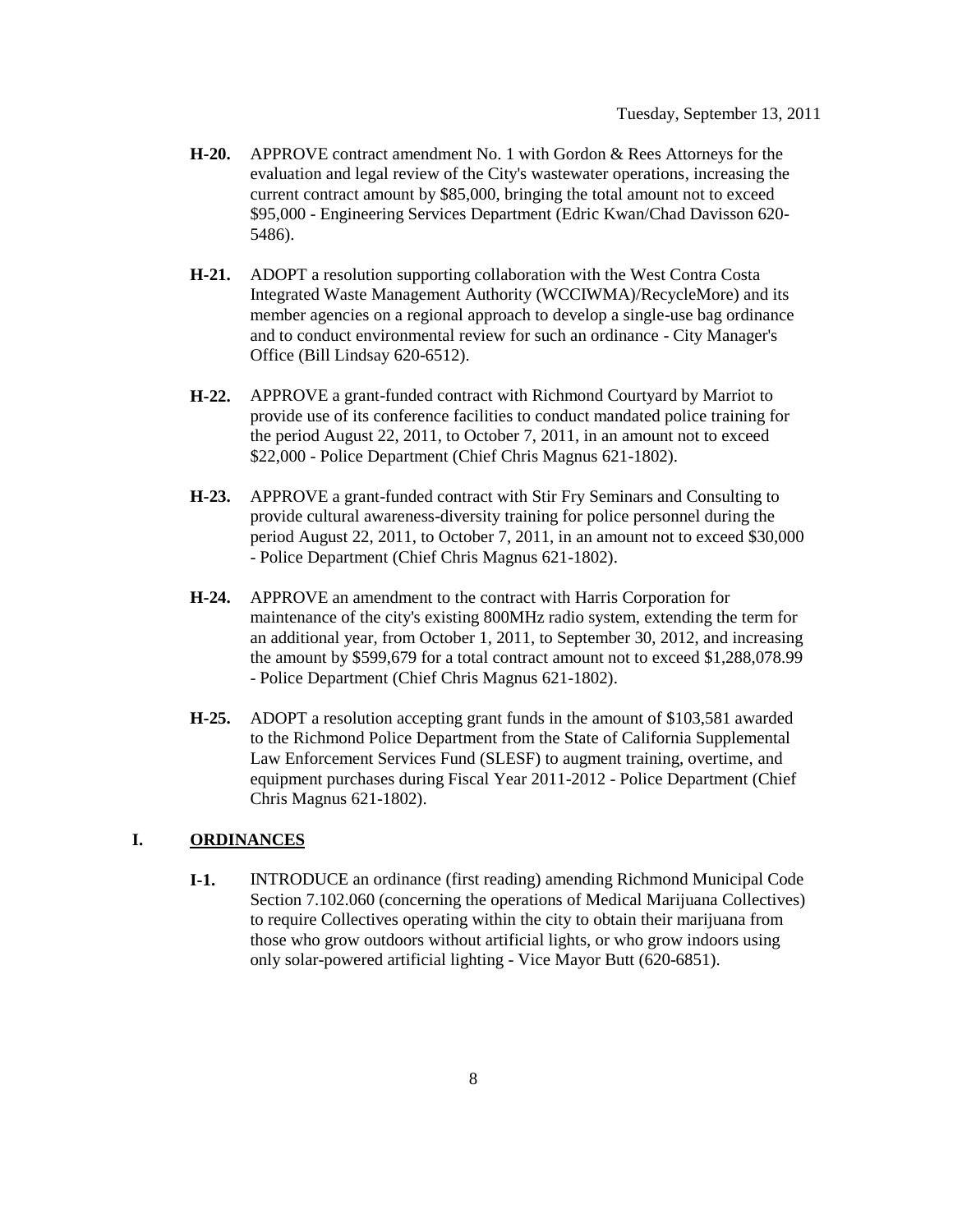**H-20.** APPROVE contract amendment No. 1 with Gordon & Rees Attorneys for the evaluation and legal review of the City's wastewater operations, increasing the current contract amount by $85,000, bringing the total amount not to exceed $95,000 - Engineering Services Department (Edric Kwan/Chad Davisson 620-5486).

**H-21.** ADOPT a resolution supporting collaboration with the West Contra Costa Integrated Waste Management Authority (WCCIWMA)/RecycleMore) and its member agencies on a regional approach to develop a single-use bag ordinance and to conduct environmental review for such an ordinance - City Manager's Office (Bill Lindsay 620-6512).

**H-22.** APPROVE a grant-funded contract with Richmond Courtyard by Marriot to provide use of its conference facilities to conduct mandated police training for the period August 22, 2011, to October 7, 2011, in an amount not to exceed $22,000 - Police Department (Chief Chris Magnus 621-1802).

**H-23.** APPROVE a grant-funded contract with Stir Fry Seminars and Consulting to provide cultural awareness-diversity training for police personnel during the period August 22, 2011, to October 7, 2011, in an amount not to exceed $30,000 - Police Department (Chief Chris Magnus 621-1802).

**H-24.** APPROVE an amendment to the contract with Harris Corporation for maintenance of the city's existing 800MHz radio system, extending the term for an additional year, from October 1, 2011, to September 30, 2012, and increasing the amount by $599,679 for a total contract amount not to exceed $1,288,078.99 - Police Department (Chief Chris Magnus 621-1802).

**H-25.** ADOPT a resolution accepting grant funds in the amount of $103,581 awarded to the Richmond Police Department from the State of California Supplemental Law Enforcement Services Fund (SLESF) to augment training, overtime, and equipment purchases during Fiscal Year 2011-2012 - Police Department (Chief Chris Magnus 621-1802).

## I. ORDINANCES

**I-1.** INTRODUCE an ordinance (first reading) amending Richmond Municipal Code Section 7.102.060 (concerning the operations of Medical Marijuana Collectives) to require Collectives operating within the city to obtain their marijuana from those who grow outdoors without artificial lights, or who grow indoors using only solar-powered artificial lighting - Vice Mayor Butt (620-6851).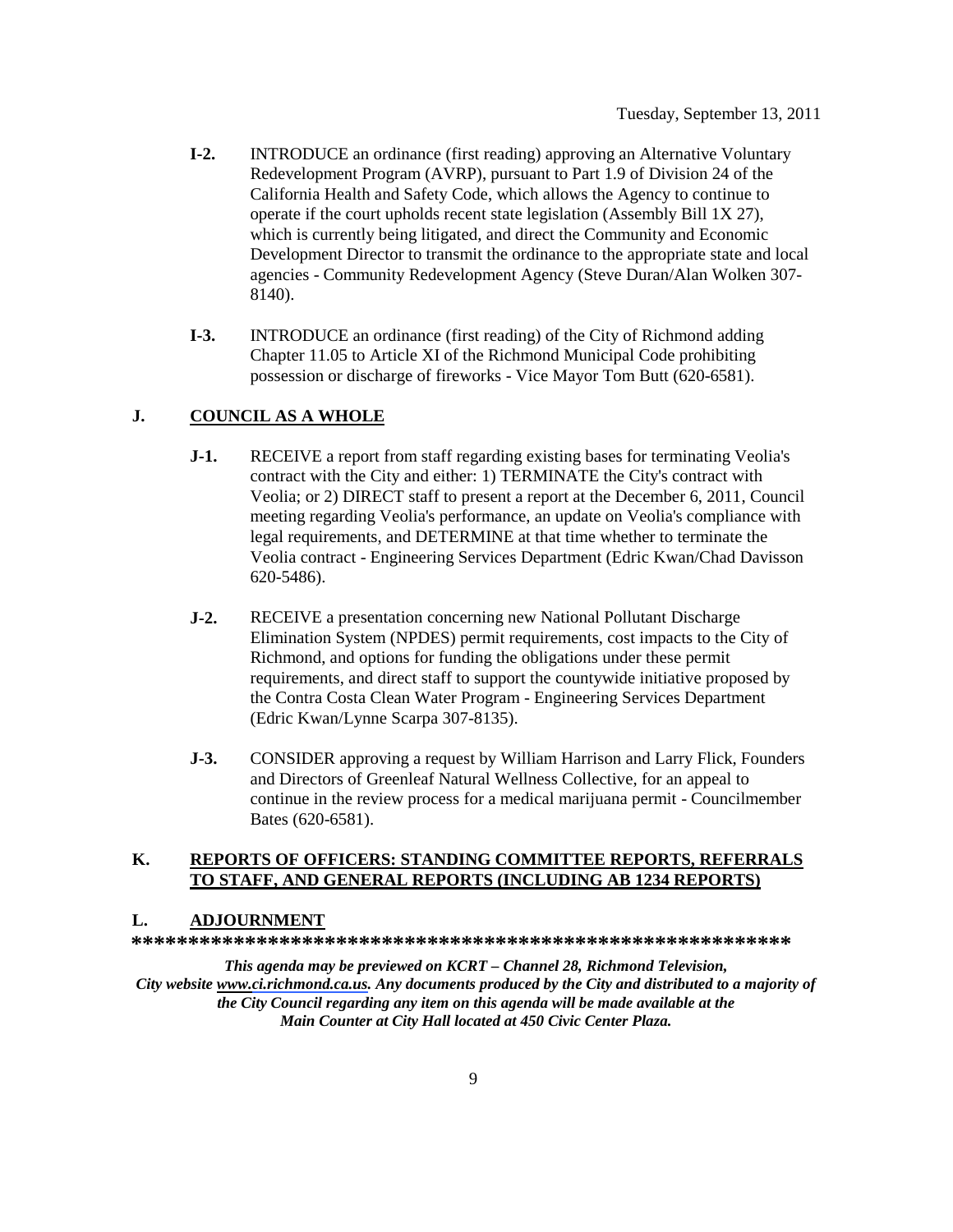**I-2.** INTRODUCE an ordinance (first reading) approving an Alternative Voluntary Redevelopment Program (AVRP), pursuant to Part 1.9 of Division 24 of the California Health and Safety Code, which allows the Agency to continue to operate if the court upholds recent state legislation (Assembly Bill 1X 27), which is currently being litigated, and direct the Community and Economic Development Director to transmit the ordinance to the appropriate state and local agencies - Community Redevelopment Agency (Steve Duran/Alan Wolken 307-8140).

**I-3.** INTRODUCE an ordinance (first reading) of the City of Richmond adding Chapter 11.05 to Article XI of the Richmond Municipal Code prohibiting possession or discharge of fireworks - Vice Mayor Tom Butt (620-6581).

## J. COUNCIL AS A WHOLE

**J-1.** RECEIVE a report from staff regarding existing bases for terminating Veolia's contract with the City and either: 1) TERMINATE the City's contract with Veolia; or 2) DIRECT staff to present a report at the December 6, 2011, Council meeting regarding Veolia's performance, an update on Veolia's compliance with legal requirements, and DETERMINE at that time whether to terminate the Veolia contract - Engineering Services Department (Edric Kwan/Chad Davisson 620-5486).

**J-2.** RECEIVE a presentation concerning new National Pollutant Discharge Elimination System (NPDES) permit requirements, cost impacts to the City of Richmond, and options for funding the obligations under these permit requirements, and direct staff to support the countywide initiative proposed by the Contra Costa Clean Water Program - Engineering Services Department (Edric Kwan/Lynne Scarpa 307-8135).

**J-3.** CONSIDER approving a request by William Harrison and Larry Flick, Founders and Directors of Greenleaf Natural Wellness Collective, for an appeal to continue in the review process for a medical marijuana permit - Councilmember Bates (620-6581).

## K. REPORTS OF OFFICERS: STANDING COMMITTEE REPORTS, REFERRALS TO STAFF, AND GENERAL REPORTS (INCLUDING AB 1234 REPORTS)

## L. ADJOURNMENT

************************************************************

***This agenda may be previewed on KCRT – Channel 28, Richmond Television, City website www.ci.richmond.ca.us. Any documents produced by the City and distributed to a majority of the City Council regarding any item on this agenda will be made available at the Main Counter at City Hall located at 450 Civic Center Plaza.***